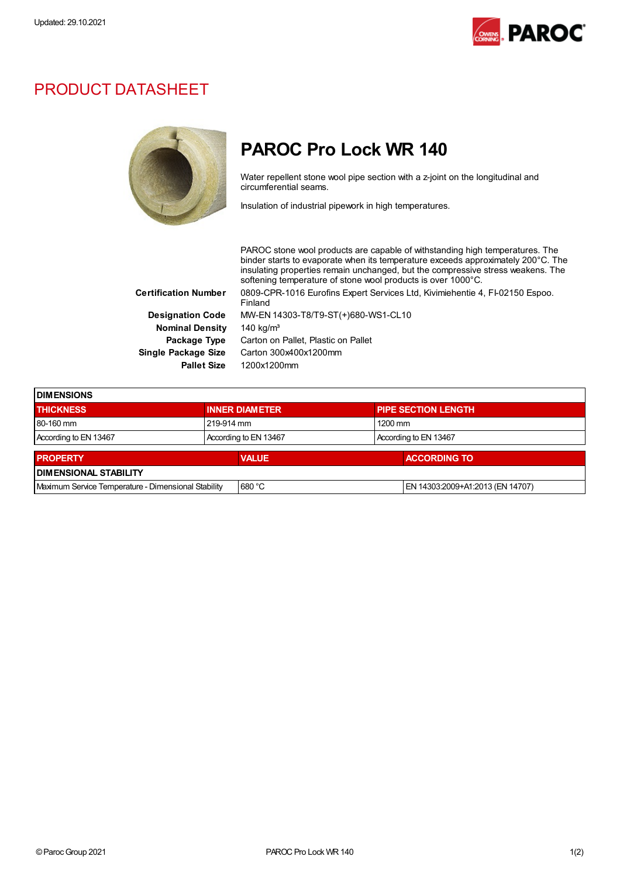Updated: 29.10.2021

# PRODUCT DATASHEET

## PAROC Pro Lock WR 140

Water repellent stone wool pipe section with a z-joint on the longitudinal and circumferential seams.

Insulation of industrial pipework in high temperatures.

PAROC stone wool products are capable of withstanding high temperatures. The binder starts to evaporate when its temperature exceeds approximately 200°C. The insulating properties remain unchanged, but the compressive stress weakens. The softening temperature of stone wool products is over 1000°C.

**Certification Number** 0809-CPR-1016 Eurofins Expert Services Ltd, Kivimiehentie 4, FI-02150 Espoo. Finland

**Designation Code** MW-EN 14303-T8/T9-ST(+)680-WS1-CL10

**Nominal Density** 140 kg/m³

**Package Type** Carton on Pallet, Plastic on Pallet

**Single Package Size** Carton 300x400x1200mm

**Pallet Size** 1200x1200mm

| DIMENSIONS | | |
|---|---|---|
| **THICKNESS** | **INNER DIAMETER** | **PIPE SECTION LENGTH** |
| 80-160 mm | 219-914 mm | 1200 mm |
| According to EN 13467 | According to EN 13467 | According to EN 13467 |

| PROPERTY | VALUE | ACCORDING TO |
|---|---|---|
| **DIMENSIONAL STABILITY** | | |
| Maximum Service Temperature - Dimensional Stability | 680 °C | EN 14303:2009+A1:2013 (EN 14707) |

© Paroc Group 2021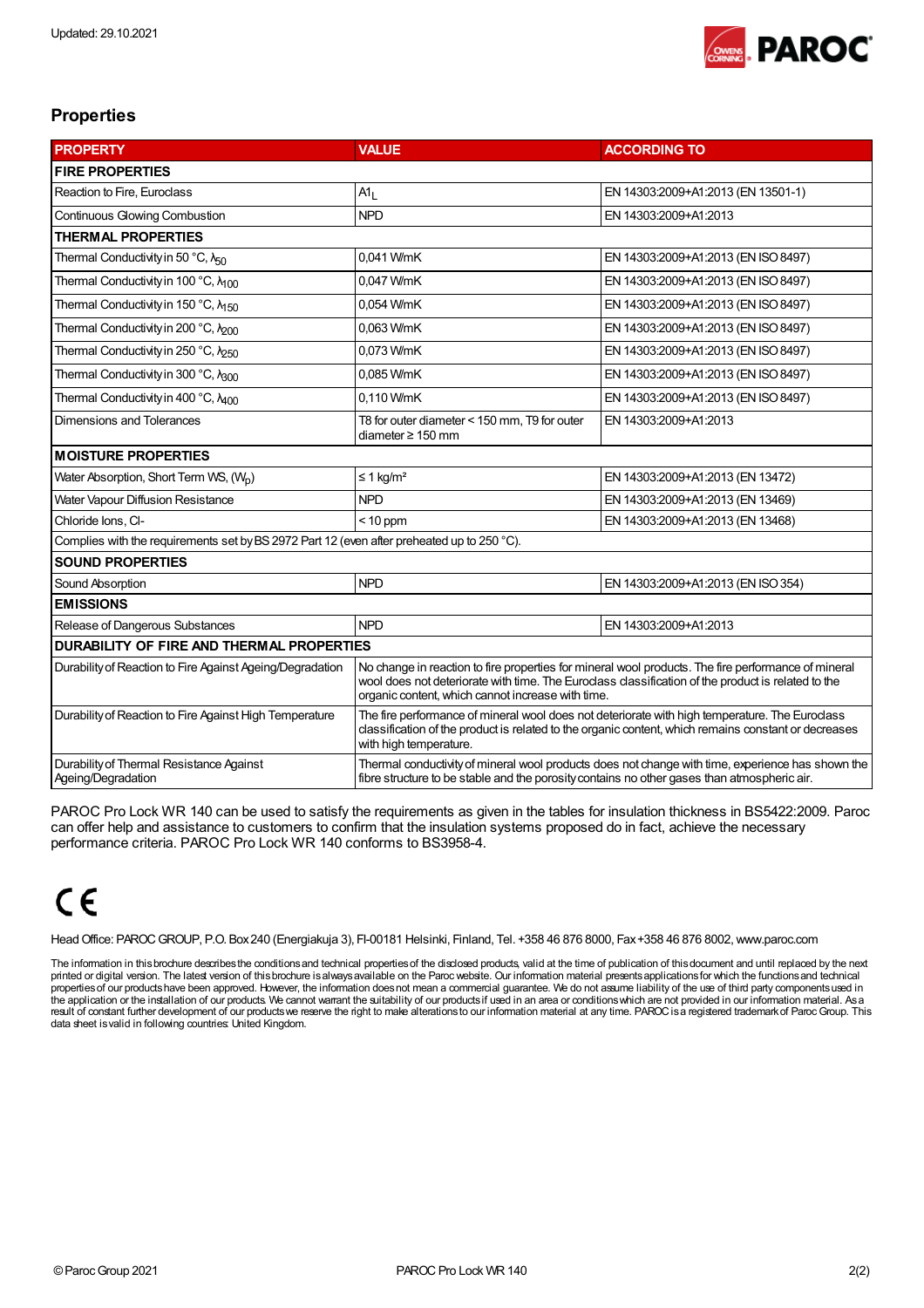## Properties

| PROPERTY | VALUE | ACCORDING TO |
|---|---|---|
| **FIRE PROPERTIES** | | |
| Reaction to Fire, Euroclass | $A1_L$ | EN 14303:2009+A1:2013 (EN 13501-1) |
| Continuous Glowing Combustion | NPD | EN 14303:2009+A1:2013 |
| **THERMAL PROPERTIES** | | |
| Thermal Conductivity in 50 °C, $\lambda_{50}$ | 0,041 W/mK | EN 14303:2009+A1:2013 (EN ISO 8497) |
| Thermal Conductivity in 100 °C, $\lambda_{100}$ | 0,047 W/mK | EN 14303:2009+A1:2013 (EN ISO 8497) |
| Thermal Conductivity in 150 °C, $\lambda_{150}$ | 0,054 W/mK | EN 14303:2009+A1:2013 (EN ISO 8497) |
| Thermal Conductivity in 200 °C, $\lambda_{200}$ | 0,063 W/mK | EN 14303:2009+A1:2013 (EN ISO 8497) |
| Thermal Conductivity in 250 °C, $\lambda_{250}$ | 0,073 W/mK | EN 14303:2009+A1:2013 (EN ISO 8497) |
| Thermal Conductivity in 300 °C, $\lambda_{300}$ | 0,085 W/mK | EN 14303:2009+A1:2013 (EN ISO 8497) |
| Thermal Conductivity in 400 °C, $\lambda_{400}$ | 0,110 W/mK | EN 14303:2009+A1:2013 (EN ISO 8497) |
| Dimensions and Tolerances | T8 for outer diameter < 150 mm, T9 for outer diameter ≥ 150 mm | EN 14303:2009+A1:2013 |
| **MOISTURE PROPERTIES** | | |
| Water Absorption, Short Term WS, ($W_p$) | ≤ 1 kg/m² | EN 14303:2009+A1:2013 (EN 13472) |
| Water Vapour Diffusion Resistance | NPD | EN 14303:2009+A1:2013 (EN 13469) |
| Chloride Ions, Cl- | < 10 ppm | EN 14303:2009+A1:2013 (EN 13468) |
| Complies with the requirements set by BS 2972 Part 12 (even after preheated up to 250 °C). | | |
| **SOUND PROPERTIES** | | |
| Sound Absorption | NPD | EN 14303:2009+A1:2013 (EN ISO 354) |
| **EMISSIONS** | | |
| Release of Dangerous Substances | NPD | EN 14303:2009+A1:2013 |
| **DURABILITY OF FIRE AND THERMAL PROPERTIES** | | |
| Durability of Reaction to Fire Against Ageing/Degradation | No change in reaction to fire properties for mineral wool products. The fire performance of mineral wool does not deteriorate with time. The Euroclass classification of the product is related to the organic content, which cannot increase with time. | |
| Durability of Reaction to Fire Against High Temperature | The fire performance of mineral wool does not deteriorate with high temperature. The Euroclass classification of the product is related to the organic content, which remains constant or decreases with high temperature. | |
| Durability of Thermal Resistance Against Ageing/Degradation | Thermal conductivity of mineral wool products does not change with time, experience has shown the fibre structure to be stable and the porosity contains no other gases than atmospheric air. | |

PAROC Pro Lock WR 140 can be used to satisfy the requirements as given in the tables for insulation thickness in BS5422:2009. Paroc can offer help and assistance to customers to confirm that the insulation systems proposed do in fact, achieve the necessary performance criteria. PAROC Pro Lock WR 140 conforms to BS3958-4.

CE

Head Office: PAROC GROUP, P.O. Box 240 (Energiakuja 3), FI-00181 Helsinki, Finland, Tel. +358 46 876 8000, Fax +358 46 876 8002, www.paroc.com

The information in this brochure describes the conditions and technical properties of the disclosed products, valid at the time of publication of this document and until replaced by the next printed or digital version. The latest version of this brochure is always available on the Paroc website. Our information material presents applications for which the functions and technical properties of our products have been approved. However, the information does not mean a commercial guarantee. We do not assume liability of the use of third party components used in the application or the installation of our products. We cannot warrant the suitability of our products if used in an area or conditions which are not provided in our information material. As a result of constant further development of our products we reserve the right to make alterations to our information material at any time. PAROC is a registered trademark of Paroc Group. This data sheet is valid in following countries: United Kingdom.